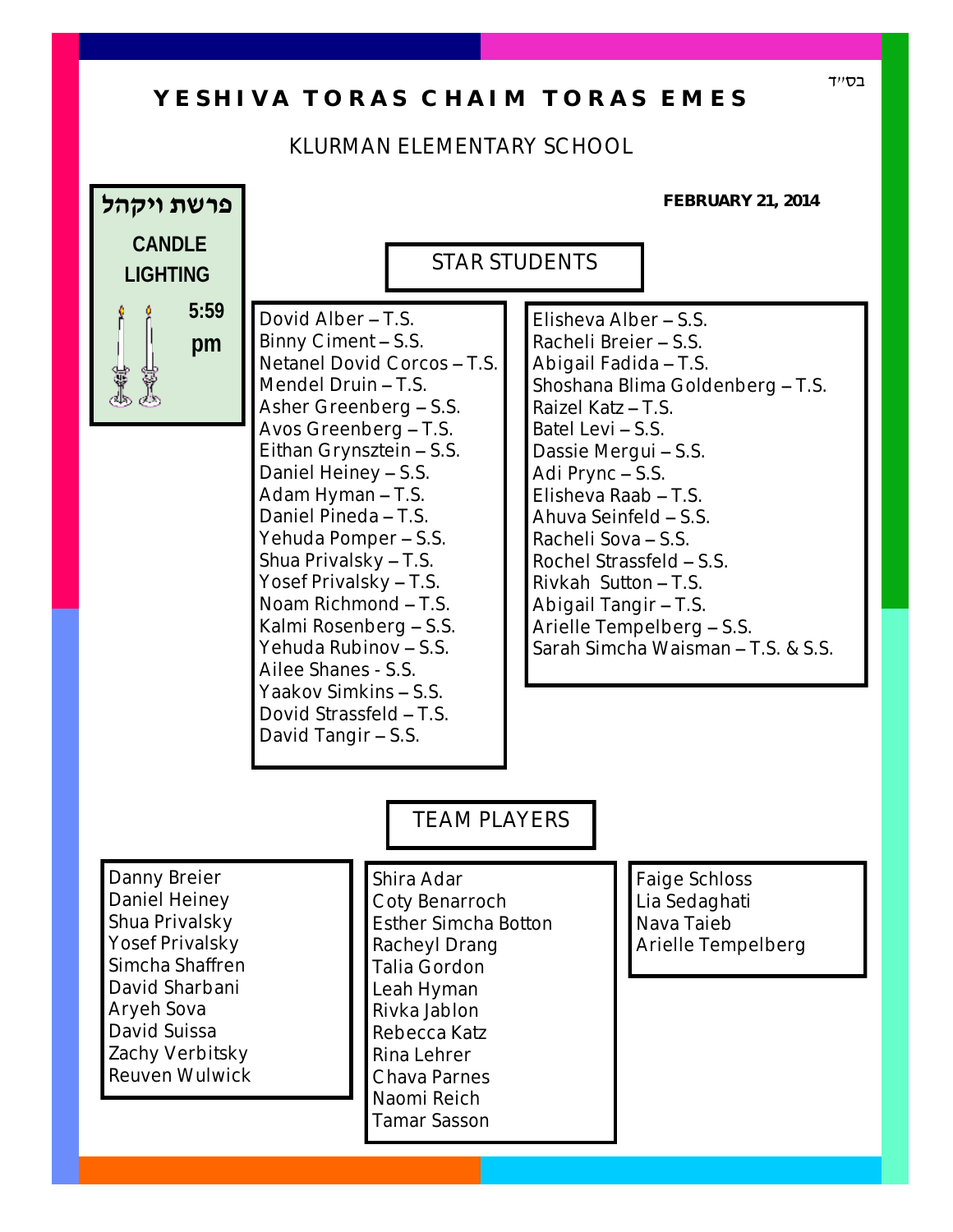בס"ד

# YESHIVA TORAS CHAIM TORAS EMES

KLURMAN ELEMENTARY SCHOOL

**פרשת ויקהל**

**CANDLE LIGHTING**

**5:59 pm**

**FEBRUARY 21, 2014**

## STAR STUDENTS

Dovid Alber – T.S.
Binny Ciment – S.S.
Netanel Dovid Corcos – T.S.
Mendel Druin – T.S.
Asher Greenberg – S.S.
Avos Greenberg – T.S.
Eithan Grynsztein – S.S.
Daniel Heiney – S.S.
Adam Hyman – T.S.
Daniel Pineda – T.S.
Yehuda Pomper – S.S.
Shua Privalsky – T.S.
Yosef Privalsky – T.S.
Noam Richmond – T.S.
Kalmi Rosenberg – S.S.
Yehuda Rubinov – S.S.
Ailee Shanes - S.S.
Yaakov Simkins – S.S.
Dovid Strassfeld – T.S.
David Tangir – S.S.

Elisheva Alber – S.S.
Racheli Breier – S.S.
Abigail Fadida – T.S.
Shoshana Blima Goldenberg – T.S.
Raizel Katz – T.S.
Batel Levi – S.S.
Dassie Mergui – S.S.
Adi Prync – S.S.
Elisheva Raab – T.S.
Ahuva Seinfeld – S.S.
Racheli Sova – S.S.
Rochel Strassfeld – S.S.
Rivkah Sutton – T.S.
Abigail Tangir – T.S.
Arielle Tempelberg – S.S.
Sarah Simcha Waisman – T.S. & S.S.

## TEAM PLAYERS

Danny Breier
Daniel Heiney
Shua Privalsky
Yosef Privalsky
Simcha Shaffren
David Sharbani
Aryeh Sova
David Suissa
Zachy Verbitsky
Reuven Wulwick

Shira Adar
Coty Benarroch
Esther Simcha Botton
Racheyl Drang
Talia Gordon
Leah Hyman
Rivka Jablon
Rebecca Katz
Rina Lehrer
Chava Parnes
Naomi Reich
Tamar Sasson

Faige Schloss
Lia Sedaghati
Nava Taieb
Arielle Tempelberg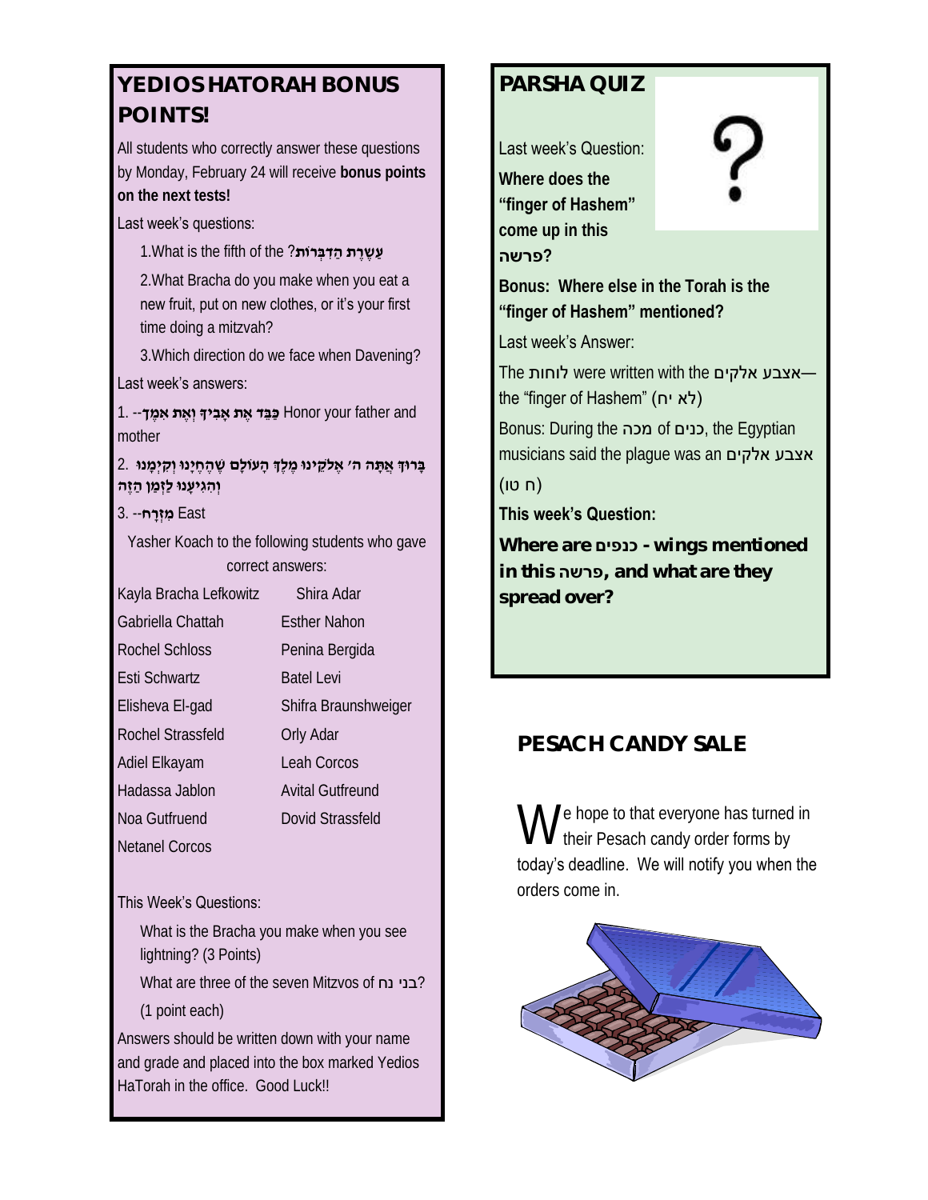## YEDIOS HATORAH BONUS POINTS!

All students who correctly answer these questions by Monday, February 24 will receive **bonus points on the next tests!**

Last week's questions:

1. What is the fifth of the **עֲשֶׂרֶת הַדִּבְּרוֹת**?
2. What Bracha do you make when you eat a new fruit, put on new clothes, or it's your first time doing a mitzvah?
3. Which direction do we face when Davening?

Last week's answers:

1. --**כַּבֵּד אֶת אָבִיךָ וְאֶת אִמֶּךָ** Honor your father and mother
2. **בָּרוּךְ אַתָּה ה׳ אֱלֹקֵינוּ מֶלֶךְ הָעוֹלָם שֶׁהֶחֱיָנוּ וְקִיְּמָנוּ וְהִגִּיעָנוּ לַזְּמַן הַזֶּה**
3. --**מִזְרָח** East

Yasher Koach to the following students who gave correct answers:

| | |
|---|---|
| Kayla Bracha Lefkowitz | Shira Adar |
| Gabriella Chattah | Esther Nahon |
| Rochel Schloss | Penina Bergida |
| Esti Schwartz | Batel Levi |
| Elisheva El-gad | Shifra Braunshweiger |
| Rochel Strassfeld | Orly Adar |
| Adiel Elkayam | Leah Corcos |
| Hadassa Jablon | Avital Gutfreund |
| Noa Gutfruend | Dovid Strassfeld |
| Netanel Corcos | |

This Week's Questions:

What is the Bracha you make when you see lightning? (3 Points)

What are three of the seven Mitzvos of בני נח? (1 point each)

Answers should be written down with your name and grade and placed into the box marked Yedios HaTorah in the office. Good Luck!!

## PARSHA QUIZ

Last week's Question:

**Where does the "finger of Hashem" come up in this פרשה?**

**Bonus: Where else in the Torah is the "finger of Hashem" mentioned?**

Last week's Answer:

The לוחות were written with the אצבע אלקים—the "finger of Hashem" (לא יח)

Bonus: During the מכה of כנים, the Egyptian musicians said the plague was an אצבע אלקים (ח טו)

**This week's Question:**

**Where are כנפים - wings mentioned in this פרשה, and what are they spread over?**

## PESACH CANDY SALE

We hope to that everyone has turned in their Pesach candy order forms by today's deadline. We will notify you when the orders come in.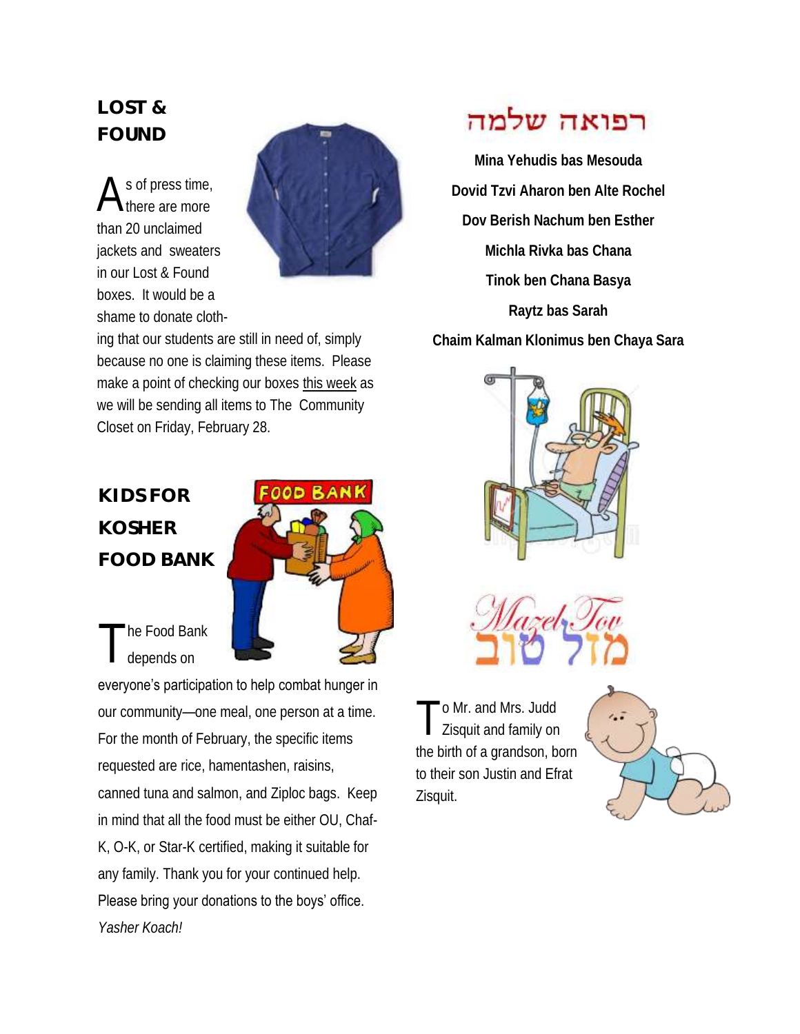## LOST & FOUND

As of press time, there are more than 20 unclaimed jackets and sweaters in our Lost & Found boxes. It would be a shame to donate clothing that our students are still in need of, simply because no one is claiming these items. Please make a point of checking our boxes this week as we will be sending all items to The Community Closet on Friday, February 28.

## KIDS FOR KOSHER FOOD BANK

The Food Bank depends on everyone's participation to help combat hunger in our community—one meal, one person at a time. For the month of February, the specific items requested are rice, hamentashen, raisins, canned tuna and salmon, and Ziploc bags. Keep in mind that all the food must be either OU, Chaf-K, O-K, or Star-K certified, making it suitable for any family. Thank you for your continued help. Please bring your donations to the boys' office.

*Yasher Koach!*

## רפואה שלמה

**Mina Yehudis bas Mesouda**

**Dovid Tzvi Aharon ben Alte Rochel**

**Dov Berish Nachum ben Esther**

**Michla Rivka bas Chana**

**Tinok ben Chana Basya**

**Raytz bas Sarah**

**Chaim Kalman Klonimus ben Chaya Sara**

## Mazel Tov מזל טוב

To Mr. and Mrs. Judd Zisquit and family on the birth of a grandson, born to their son Justin and Efrat Zisquit.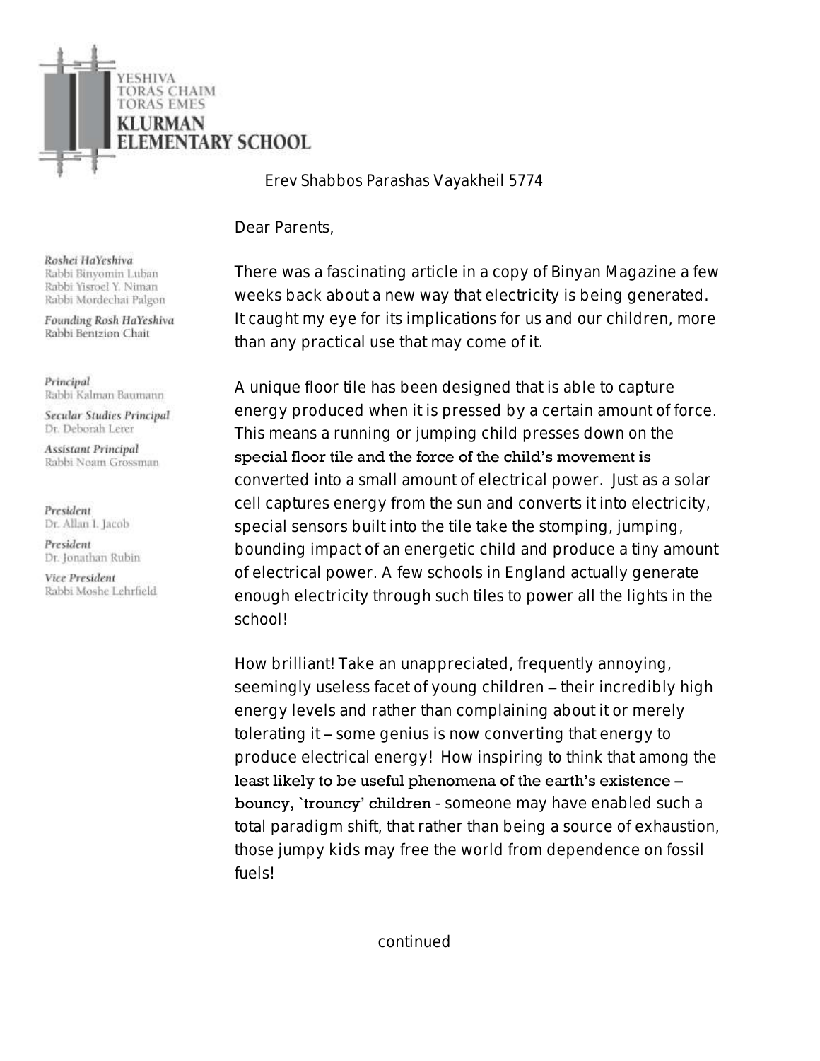YESHIVA
TORAS CHAIM
TORAS EMES
**KLURMAN**
**ELEMENTARY SCHOOL**

*Roshei HaYeshiva*
Rabbi Binyomin Luban
Rabbi Yisroel Y. Niman
Rabbi Mordechai Palgon

*Founding Rosh HaYeshiva*
Rabbi Bentzion Chait

*Principal*
Rabbi Kalman Baumann

*Secular Studies Principal*
Dr. Deborah Lerer

*Assistant Principal*
Rabbi Noam Grossman

*President*
Dr. Allan I. Jacob

*President*
Dr. Jonathan Rubin

*Vice President*
Rabbi Moshe Lehrfield

Erev Shabbos Parashas Vayakheil 5774

Dear Parents,

There was a fascinating article in a copy of Binyan Magazine a few weeks back about a new way that electricity is being generated. It caught my eye for its implications for us and our children, more than any practical use that may come of it.

A unique floor tile has been designed that is able to capture energy produced when it is pressed by a certain amount of force. This means a running or jumping child presses down on the special floor tile and the force of the child's movement is converted into a small amount of electrical power. Just as a solar cell captures energy from the sun and converts it into electricity, special sensors built into the tile take the stomping, jumping, bounding impact of an energetic child and produce a tiny amount of electrical power. A few schools in England actually generate enough electricity through such tiles to power all the lights in the school!

How brilliant! Take an unappreciated, frequently annoying, seemingly useless facet of young children – their incredibly high energy levels and rather than complaining about it or merely tolerating it – some genius is now converting that energy to produce electrical energy! How inspiring to think that among the least likely to be useful phenomena of the earth's existence – bouncy, `trouncy' children - someone may have enabled such a total paradigm shift, that rather than being a source of exhaustion, those jumpy kids may free the world from dependence on fossil fuels!

continued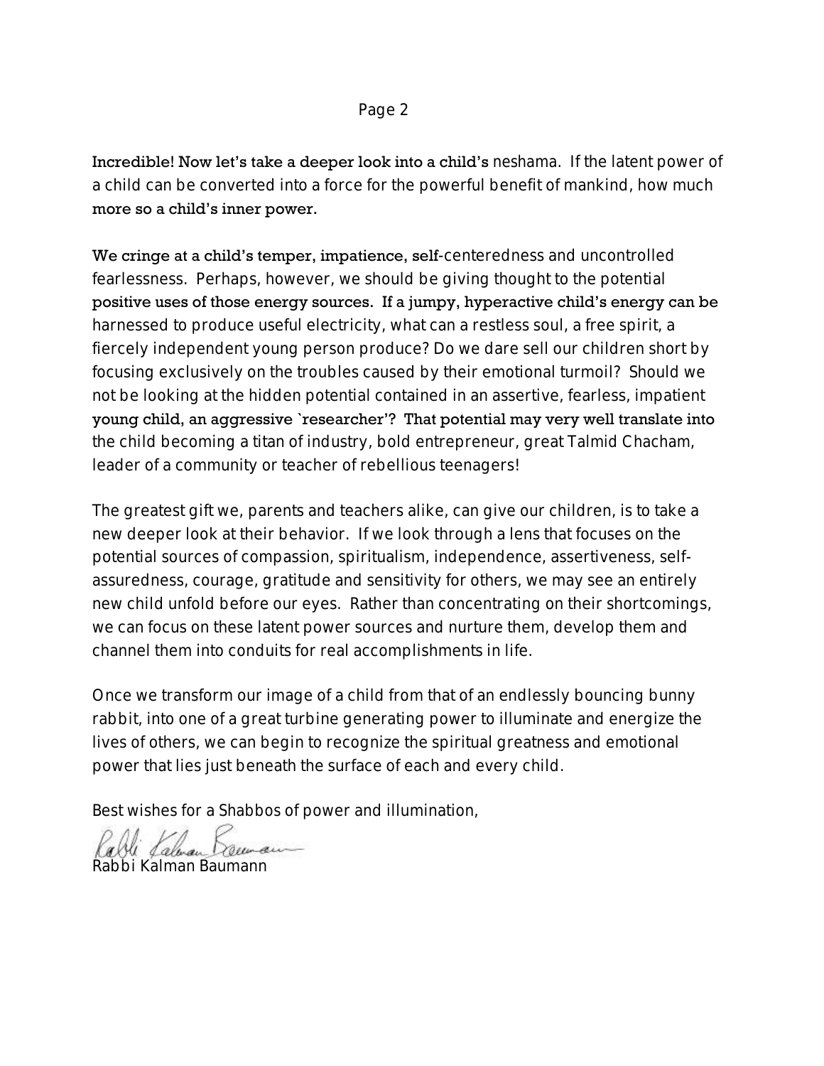Incredible! Now let's take a deeper look into a child's neshama. If the latent power of a child can be converted into a force for the powerful benefit of mankind, how much more so a child's inner power.

We cringe at a child's temper, impatience, self-centeredness and uncontrolled fearlessness. Perhaps, however, we should be giving thought to the potential positive uses of those energy sources. If a jumpy, hyperactive child's energy can be harnessed to produce useful electricity, what can a restless soul, a free spirit, a fiercely independent young person produce? Do we dare sell our children short by focusing exclusively on the troubles caused by their emotional turmoil? Should we not be looking at the hidden potential contained in an assertive, fearless, impatient young child, an aggressive `researcher'? That potential may very well translate into the child becoming a titan of industry, bold entrepreneur, great Talmid Chacham, leader of a community or teacher of rebellious teenagers!

The greatest gift we, parents and teachers alike, can give our children, is to take a new deeper look at their behavior. If we look through a lens that focuses on the potential sources of compassion, spiritualism, independence, assertiveness, self-assuredness, courage, gratitude and sensitivity for others, we may see an entirely new child unfold before our eyes. Rather than concentrating on their shortcomings, we can focus on these latent power sources and nurture them, develop them and channel them into conduits for real accomplishments in life.

Once we transform our image of a child from that of an endlessly bouncing bunny rabbit, into one of a great turbine generating power to illuminate and energize the lives of others, we can begin to recognize the spiritual greatness and emotional power that lies just beneath the surface of each and every child.

Best wishes for a Shabbos of power and illumination,

Rabbi Kalman Baumann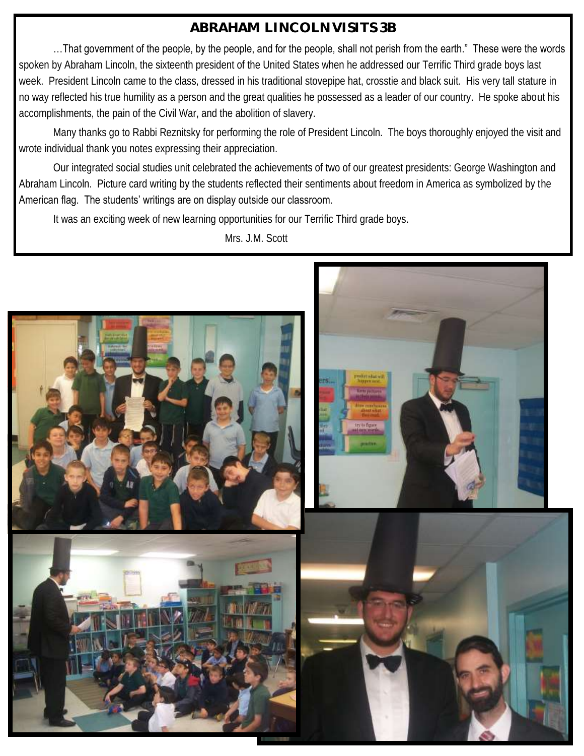## ABRAHAM LINCOLN VISITS 3B

…That government of the people, by the people, and for the people, shall not perish from the earth." These were the words spoken by Abraham Lincoln, the sixteenth president of the United States when he addressed our Terrific Third grade boys last week. President Lincoln came to the class, dressed in his traditional stovepipe hat, crosstie and black suit. His very tall stature in no way reflected his true humility as a person and the great qualities he possessed as a leader of our country. He spoke about his accomplishments, the pain of the Civil War, and the abolition of slavery.

Many thanks go to Rabbi Reznitsky for performing the role of President Lincoln. The boys thoroughly enjoyed the visit and wrote individual thank you notes expressing their appreciation.

Our integrated social studies unit celebrated the achievements of two of our greatest presidents: George Washington and Abraham Lincoln. Picture card writing by the students reflected their sentiments about freedom in America as symbolized by the American flag. The students' writings are on display outside our classroom.

It was an exciting week of new learning opportunities for our Terrific Third grade boys.

Mrs. J.M. Scott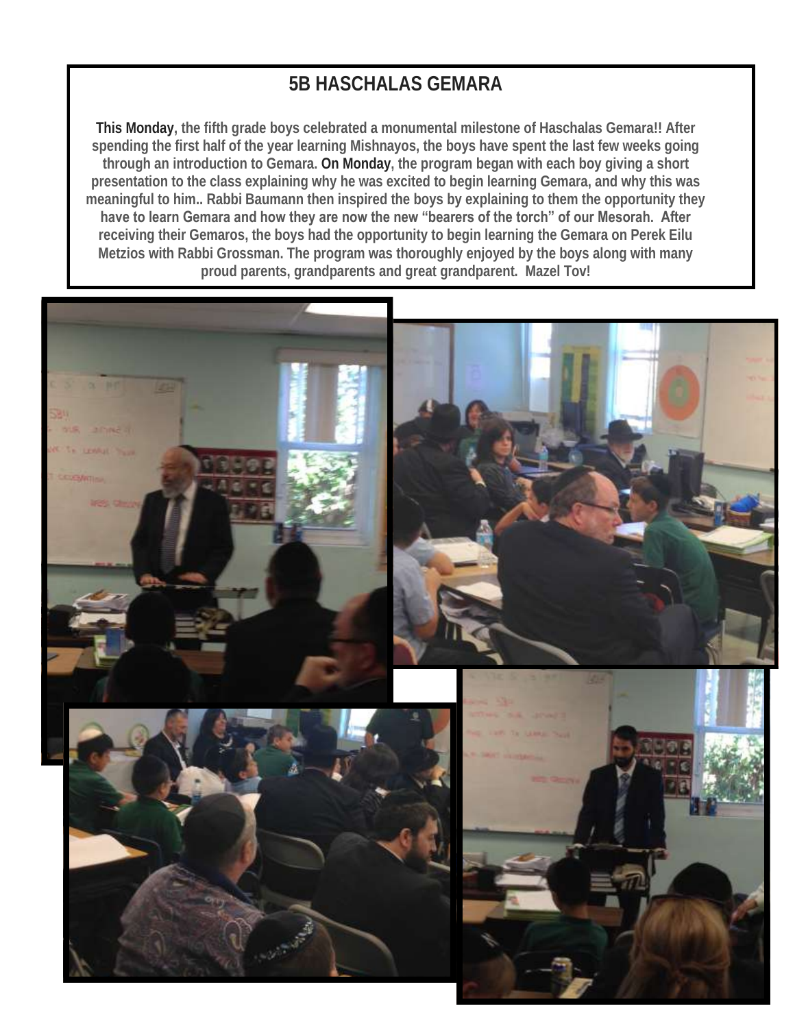# 5B HASCHALAS GEMARA

**This Monday, the fifth grade boys celebrated a monumental milestone of Haschalas Gemara!! After spending the first half of the year learning Mishnayos, the boys have spent the last few weeks going through an introduction to Gemara. On Monday, the program began with each boy giving a short presentation to the class explaining why he was excited to begin learning Gemara, and why this was meaningful to him.. Rabbi Baumann then inspired the boys by explaining to them the opportunity they have to learn Gemara and how they are now the new "bearers of the torch" of our Mesorah. After receiving their Gemaros, the boys had the opportunity to begin learning the Gemara on Perek Eilu Metzios with Rabbi Grossman. The program was thoroughly enjoyed by the boys along with many proud parents, grandparents and great grandparent. Mazel Tov!**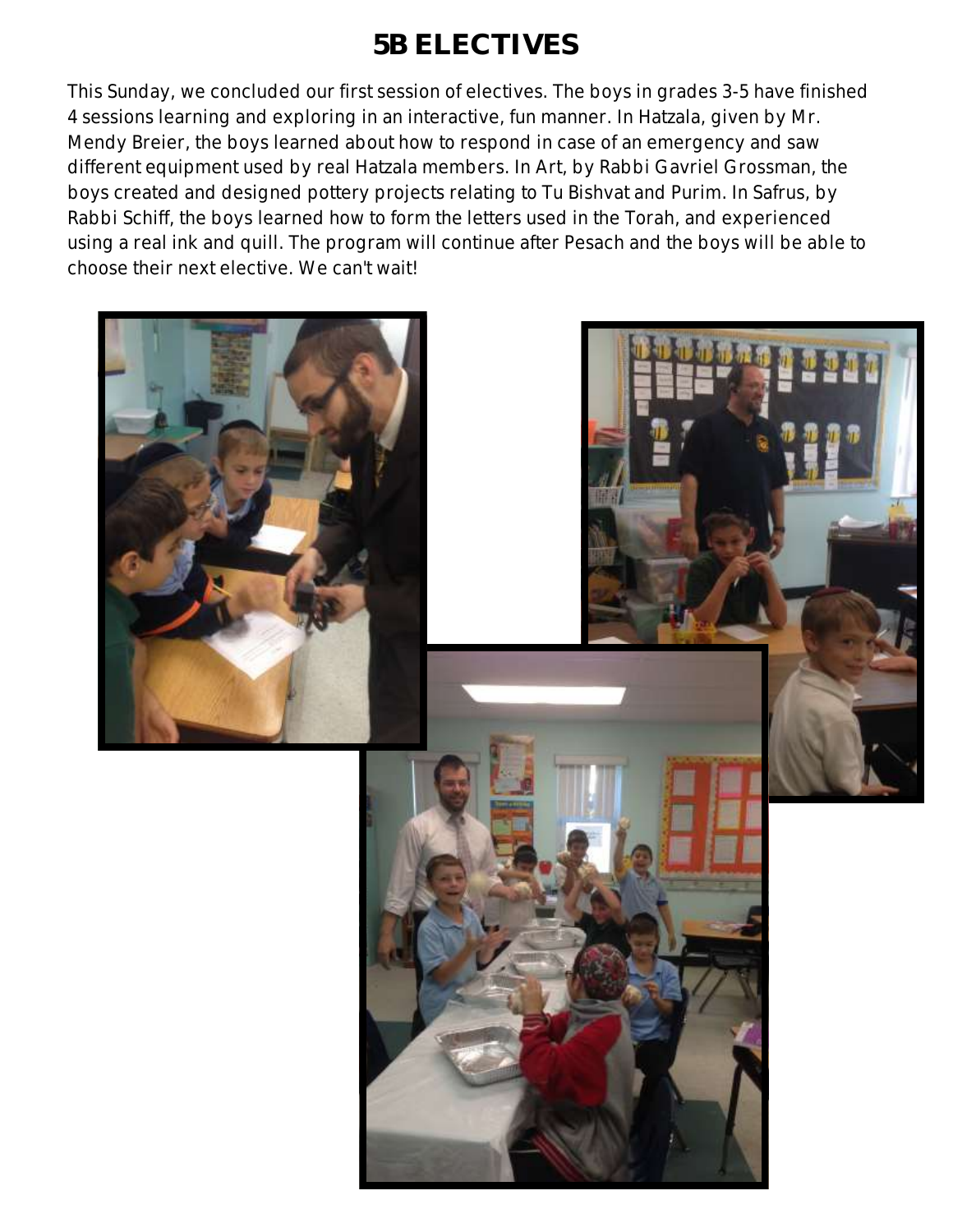# 5B ELECTIVES

This Sunday, we concluded our first session of electives. The boys in grades 3-5 have finished 4 sessions learning and exploring in an interactive, fun manner. In Hatzala, given by Mr. Mendy Breier, the boys learned about how to respond in case of an emergency and saw different equipment used by real Hatzala members. In Art, by Rabbi Gavriel Grossman, the boys created and designed pottery projects relating to Tu Bishvat and Purim. In Safrus, by Rabbi Schiff, the boys learned how to form the letters used in the Torah, and experienced using a real ink and quill. The program will continue after Pesach and the boys will be able to choose their next elective. We can't wait!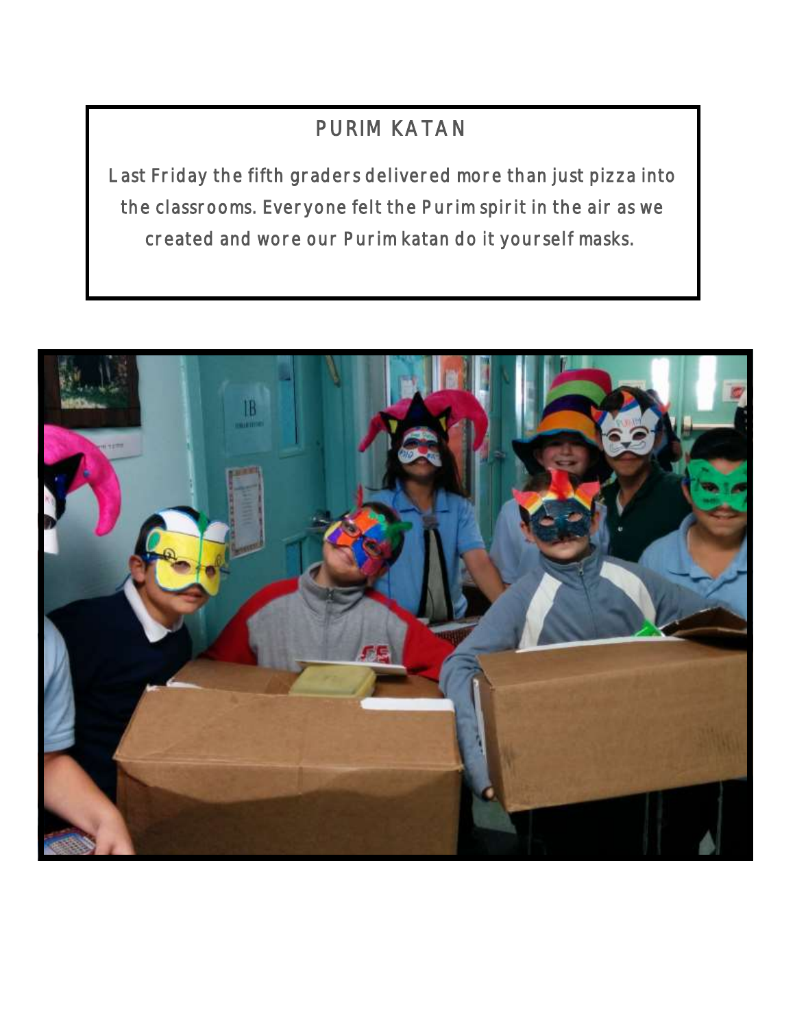## PURIM KATAN

Last Friday the fifth graders delivered more than just pizza into the classrooms. Everyone felt the Purim spirit in the air as we created and wore our Purim katan do it yourself masks.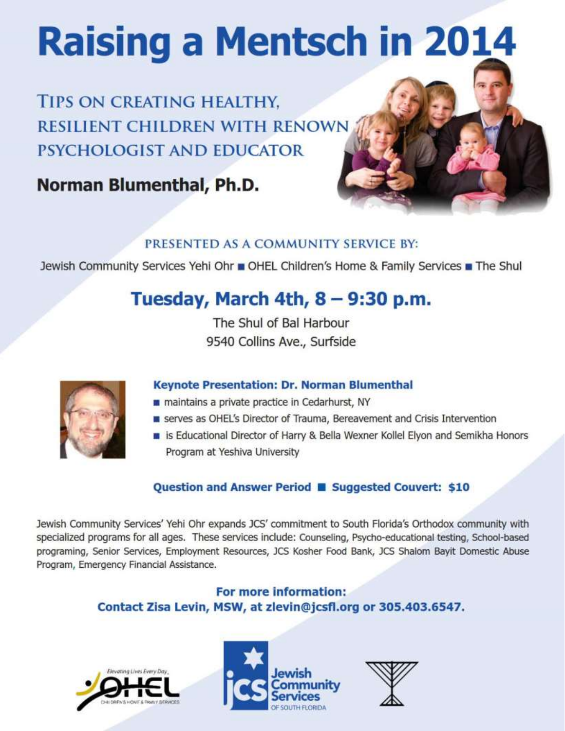# Raising a Mentsch in 2014

## Tips on creating healthy, resilient children with renown psychologist and educator

**Norman Blumenthal, Ph.D.**

PRESENTED AS A COMMUNITY SERVICE BY:

Jewish Community Services Yehi Ohr ■ OHEL Children's Home & Family Services ■ The Shul

## Tuesday, March 4th, 8 – 9:30 p.m.

The Shul of Bal Harbour
9540 Collins Ave., Surfside

### Keynote Presentation: Dr. Norman Blumenthal

- maintains a private practice in Cedarhurst, NY
- serves as OHEL's Director of Trauma, Bereavement and Crisis Intervention
- is Educational Director of Harry & Bella Wexner Kollel Elyon and Semikha Honors Program at Yeshiva University

**Question and Answer Period ■ Suggested Couvert: $10**

Jewish Community Services' Yehi Ohr expands JCS' commitment to South Florida's Orthodox community with specialized programs for all ages. These services include: Counseling, Psycho-educational testing, School-based programing, Senior Services, Employment Resources, JCS Kosher Food Bank, JCS Shalom Bayit Domestic Abuse Program, Emergency Financial Assistance.

**For more information:**
**Contact Zisa Levin, MSW, at zlevin@jcsfl.org or 305.403.6547.**

Elevating Lives Every Day. OHEL Children's Home & Family Services

jcs Jewish Community Services of South Florida